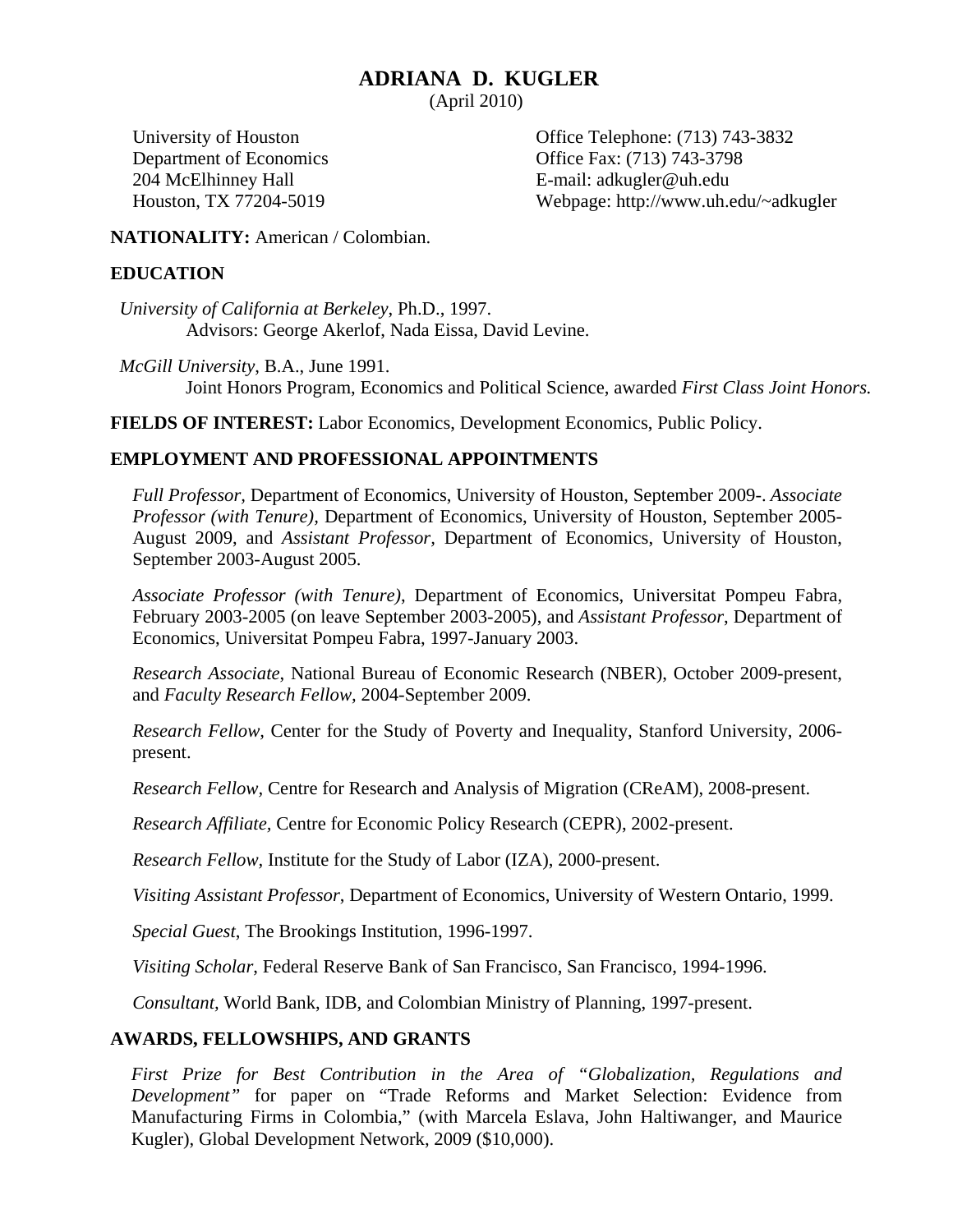# ADRIANA D. KUGLER

(April 2010)

University of Houston
Department of Economics
204 McElhinney Hall
Houston, TX 77204-5019

Office Telephone: (713) 743-3832
Office Fax: (713) 743-3798
E-mail: adkugler@uh.edu
Webpage: http://www.uh.edu/~adkugler

**NATIONALITY:** American / Colombian.

## EDUCATION

*University of California at Berkeley*, Ph.D., 1997.
Advisors: George Akerlof, Nada Eissa, David Levine.

*McGill University*, B.A., June 1991.
Joint Honors Program, Economics and Political Science, awarded *First Class Joint Honors.*

**FIELDS OF INTEREST:** Labor Economics, Development Economics, Public Policy.

## EMPLOYMENT AND PROFESSIONAL APPOINTMENTS

*Full Professor*, Department of Economics, University of Houston, September 2009-. *Associate Professor (with Tenure),* Department of Economics, University of Houston, September 2005-August 2009, and *Assistant Professor,* Department of Economics, University of Houston, September 2003-August 2005.

*Associate Professor (with Tenure)*, Department of Economics, Universitat Pompeu Fabra, February 2003-2005 (on leave September 2003-2005), and *Assistant Professor*, Department of Economics, Universitat Pompeu Fabra, 1997-January 2003.

*Research Associate*, National Bureau of Economic Research (NBER), October 2009-present, and *Faculty Research Fellow,* 2004-September 2009.

*Research Fellow,* Center for the Study of Poverty and Inequality, Stanford University, 2006-present.

*Research Fellow,* Centre for Research and Analysis of Migration (CReAM), 2008-present.

*Research Affiliate,* Centre for Economic Policy Research (CEPR), 2002-present.

*Research Fellow,* Institute for the Study of Labor (IZA), 2000-present.

*Visiting Assistant Professor*, Department of Economics, University of Western Ontario, 1999.

*Special Guest*, The Brookings Institution, 1996-1997.

*Visiting Scholar*, Federal Reserve Bank of San Francisco, San Francisco, 1994-1996.

*Consultant*, World Bank, IDB, and Colombian Ministry of Planning, 1997-present.

## AWARDS, FELLOWSHIPS, AND GRANTS

*First Prize for Best Contribution in the Area of "Globalization, Regulations and Development"* for paper on "Trade Reforms and Market Selection: Evidence from Manufacturing Firms in Colombia," (with Marcela Eslava, John Haltiwanger, and Maurice Kugler), Global Development Network, 2009 ($10,000).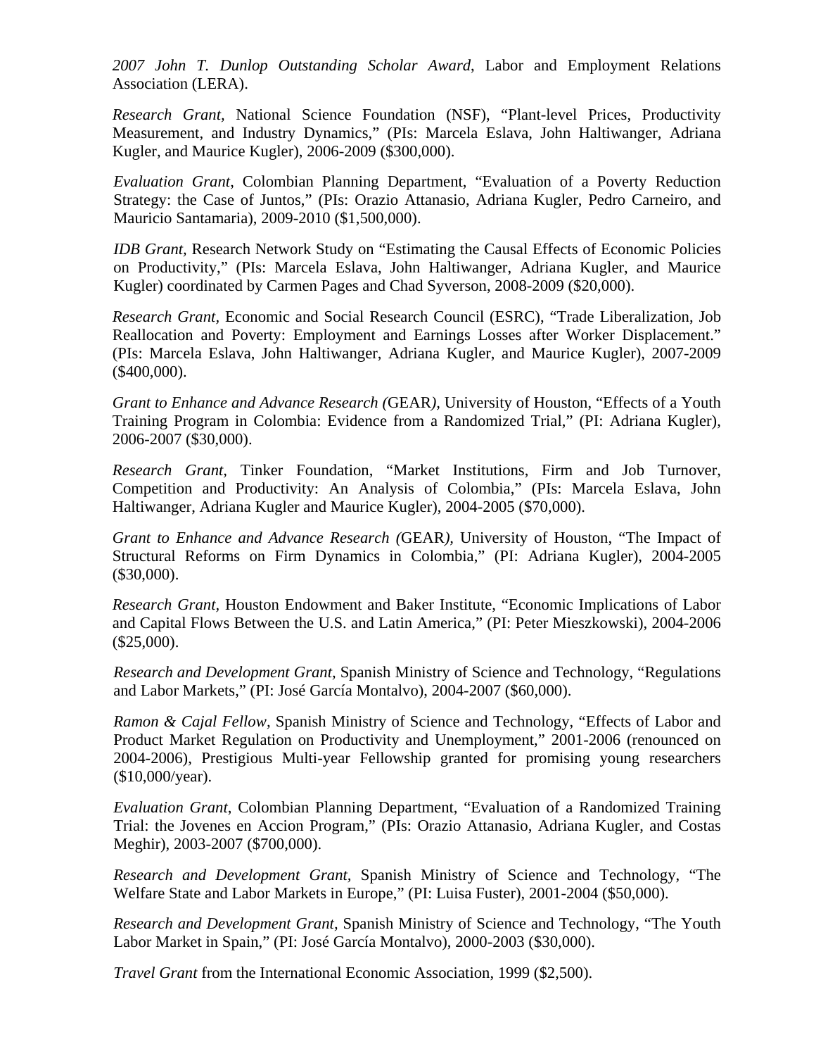*2007 John T. Dunlop Outstanding Scholar Award*, Labor and Employment Relations Association (LERA).

*Research Grant,* National Science Foundation (NSF), "Plant-level Prices, Productivity Measurement, and Industry Dynamics," (PIs: Marcela Eslava, John Haltiwanger, Adriana Kugler, and Maurice Kugler), 2006-2009 ($300,000).

*Evaluation Grant*, Colombian Planning Department, "Evaluation of a Poverty Reduction Strategy: the Case of Juntos," (PIs: Orazio Attanasio, Adriana Kugler, Pedro Carneiro, and Mauricio Santamaria), 2009-2010 ($1,500,000).

*IDB Grant,* Research Network Study on "Estimating the Causal Effects of Economic Policies on Productivity," (PIs: Marcela Eslava, John Haltiwanger, Adriana Kugler, and Maurice Kugler) coordinated by Carmen Pages and Chad Syverson, 2008-2009 ($20,000).

*Research Grant*, Economic and Social Research Council (ESRC), "Trade Liberalization, Job Reallocation and Poverty: Employment and Earnings Losses after Worker Displacement." (PIs: Marcela Eslava, John Haltiwanger, Adriana Kugler, and Maurice Kugler), 2007-2009 ($400,000).

*Grant to Enhance and Advance Research (*GEAR*),* University of Houston, "Effects of a Youth Training Program in Colombia: Evidence from a Randomized Trial," (PI: Adriana Kugler), 2006-2007 ($30,000).

*Research Grant,* Tinker Foundation, "Market Institutions, Firm and Job Turnover, Competition and Productivity: An Analysis of Colombia," (PIs: Marcela Eslava, John Haltiwanger, Adriana Kugler and Maurice Kugler), 2004-2005 ($70,000).

*Grant to Enhance and Advance Research (*GEAR*),* University of Houston, "The Impact of Structural Reforms on Firm Dynamics in Colombia," (PI: Adriana Kugler), 2004-2005 ($30,000).

*Research Grant,* Houston Endowment and Baker Institute, "Economic Implications of Labor and Capital Flows Between the U.S. and Latin America," (PI: Peter Mieszkowski), 2004-2006 ($25,000).

*Research and Development Grant,* Spanish Ministry of Science and Technology, "Regulations and Labor Markets," (PI: José García Montalvo), 2004-2007 ($60,000).

*Ramon & Cajal Fellow,* Spanish Ministry of Science and Technology, "Effects of Labor and Product Market Regulation on Productivity and Unemployment," 2001-2006 (renounced on 2004-2006), Prestigious Multi-year Fellowship granted for promising young researchers ($10,000/year).

*Evaluation Grant*, Colombian Planning Department, "Evaluation of a Randomized Training Trial: the Jovenes en Accion Program," (PIs: Orazio Attanasio, Adriana Kugler, and Costas Meghir), 2003-2007 ($700,000).

*Research and Development Grant,* Spanish Ministry of Science and Technology, "The Welfare State and Labor Markets in Europe," (PI: Luisa Fuster), 2001-2004 ($50,000).

*Research and Development Grant,* Spanish Ministry of Science and Technology, "The Youth Labor Market in Spain," (PI: José García Montalvo), 2000-2003 ($30,000).

*Travel Grant* from the International Economic Association, 1999 ($2,500).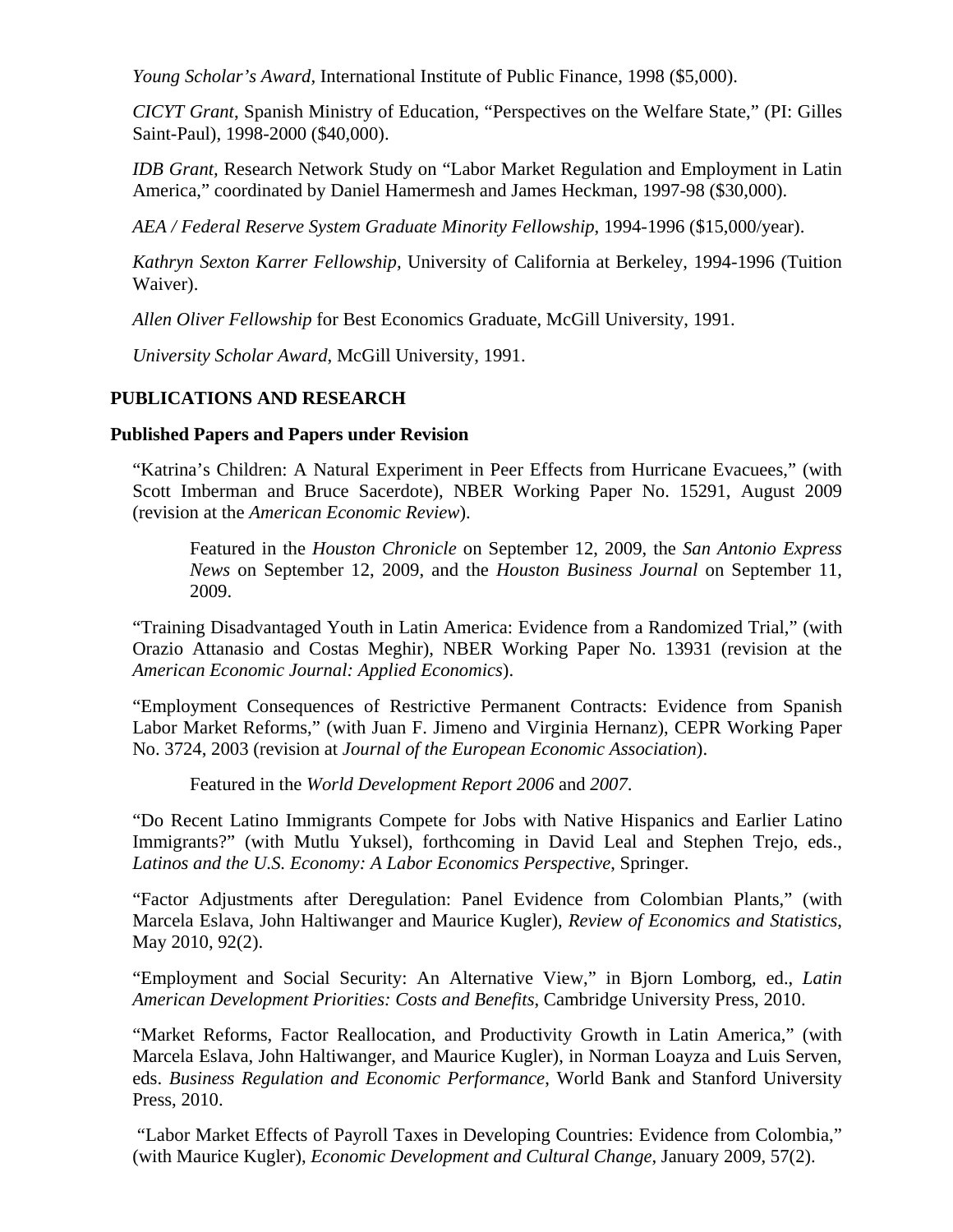*Young Scholar's Award*, International Institute of Public Finance, 1998 ($5,000).

*CICYT Grant*, Spanish Ministry of Education, "Perspectives on the Welfare State," (PI: Gilles Saint-Paul), 1998-2000 ($40,000).

*IDB Grant*, Research Network Study on "Labor Market Regulation and Employment in Latin America," coordinated by Daniel Hamermesh and James Heckman, 1997-98 ($30,000).

*AEA / Federal Reserve System Graduate Minority Fellowship*, 1994-1996 ($15,000/year).

*Kathryn Sexton Karrer Fellowship*, University of California at Berkeley, 1994-1996 (Tuition Waiver).

*Allen Oliver Fellowship* for Best Economics Graduate, McGill University, 1991.

*University Scholar Award*, McGill University, 1991.

## PUBLICATIONS AND RESEARCH

### Published Papers and Papers under Revision

"Katrina's Children: A Natural Experiment in Peer Effects from Hurricane Evacuees," (with Scott Imberman and Bruce Sacerdote), NBER Working Paper No. 15291, August 2009 (revision at the *American Economic Review*).

> Featured in the *Houston Chronicle* on September 12, 2009, the *San Antonio Express News* on September 12, 2009, and the *Houston Business Journal* on September 11, 2009.

"Training Disadvantaged Youth in Latin America: Evidence from a Randomized Trial," (with Orazio Attanasio and Costas Meghir), NBER Working Paper No. 13931 (revision at the *American Economic Journal: Applied Economics*).

"Employment Consequences of Restrictive Permanent Contracts: Evidence from Spanish Labor Market Reforms," (with Juan F. Jimeno and Virginia Hernanz), CEPR Working Paper No. 3724, 2003 (revision at *Journal of the European Economic Association*).

> Featured in the *World Development Report 2006* and *2007*.

"Do Recent Latino Immigrants Compete for Jobs with Native Hispanics and Earlier Latino Immigrants?" (with Mutlu Yuksel), forthcoming in David Leal and Stephen Trejo, eds., *Latinos and the U.S. Economy: A Labor Economics Perspective*, Springer.

"Factor Adjustments after Deregulation: Panel Evidence from Colombian Plants," (with Marcela Eslava, John Haltiwanger and Maurice Kugler), *Review of Economics and Statistics*, May 2010, 92(2).

"Employment and Social Security: An Alternative View," in Bjorn Lomborg, ed., *Latin American Development Priorities: Costs and Benefits*, Cambridge University Press, 2010.

"Market Reforms, Factor Reallocation, and Productivity Growth in Latin America," (with Marcela Eslava, John Haltiwanger, and Maurice Kugler), in Norman Loayza and Luis Serven, eds. *Business Regulation and Economic Performance*, World Bank and Stanford University Press, 2010.

"Labor Market Effects of Payroll Taxes in Developing Countries: Evidence from Colombia," (with Maurice Kugler), *Economic Development and Cultural Change*, January 2009, 57(2).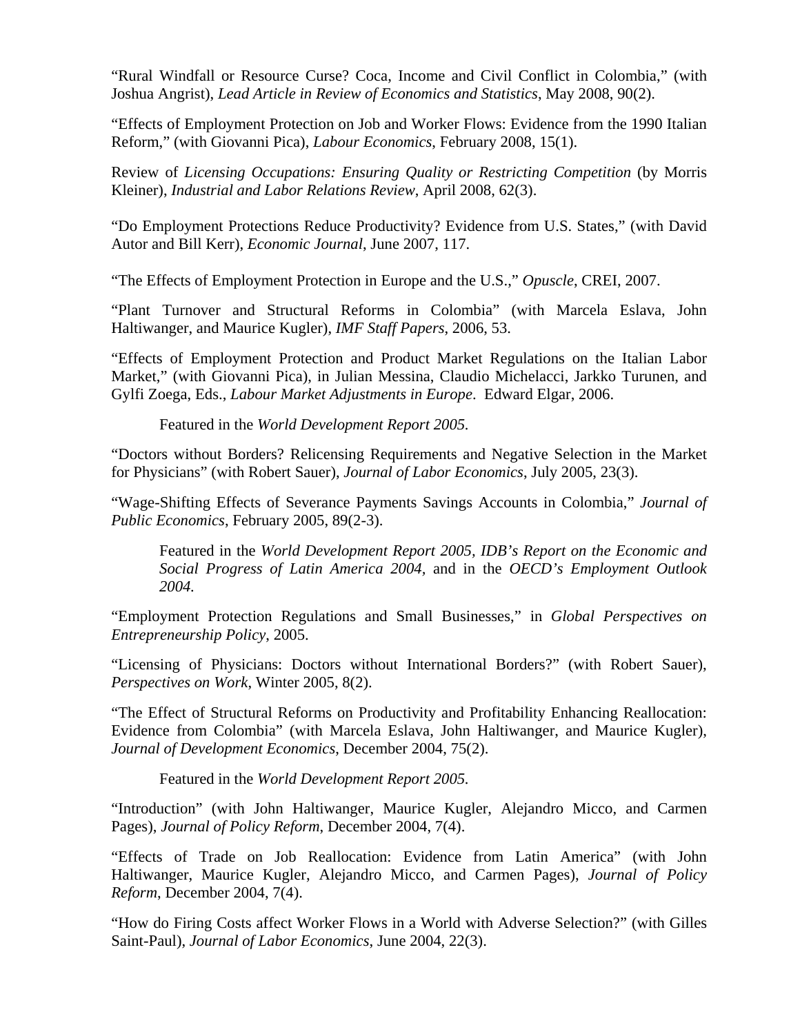"Rural Windfall or Resource Curse? Coca, Income and Civil Conflict in Colombia," (with Joshua Angrist), *Lead Article in Review of Economics and Statistics*, May 2008, 90(2).

"Effects of Employment Protection on Job and Worker Flows: Evidence from the 1990 Italian Reform," (with Giovanni Pica), *Labour Economics*, February 2008, 15(1).

Review of *Licensing Occupations: Ensuring Quality or Restricting Competition* (by Morris Kleiner), *Industrial and Labor Relations Review*, April 2008, 62(3).

"Do Employment Protections Reduce Productivity? Evidence from U.S. States," (with David Autor and Bill Kerr), *Economic Journal*, June 2007, 117.

"The Effects of Employment Protection in Europe and the U.S.," *Opuscle*, CREI, 2007.

"Plant Turnover and Structural Reforms in Colombia" (with Marcela Eslava, John Haltiwanger, and Maurice Kugler), *IMF Staff Papers*, 2006, 53.

"Effects of Employment Protection and Product Market Regulations on the Italian Labor Market," (with Giovanni Pica), in Julian Messina, Claudio Michelacci, Jarkko Turunen, and Gylfi Zoega, Eds., *Labour Market Adjustments in Europe*. Edward Elgar, 2006.

> Featured in the *World Development Report 2005*.

"Doctors without Borders? Relicensing Requirements and Negative Selection in the Market for Physicians" (with Robert Sauer), *Journal of Labor Economics*, July 2005, 23(3).

"Wage-Shifting Effects of Severance Payments Savings Accounts in Colombia," *Journal of Public Economics*, February 2005, 89(2-3).

> Featured in the *World Development Report 2005, IDB's Report on the Economic and Social Progress of Latin America 2004,* and in the *OECD's Employment Outlook 2004.*

"Employment Protection Regulations and Small Businesses," in *Global Perspectives on Entrepreneurship Policy*, 2005.

"Licensing of Physicians: Doctors without International Borders?" (with Robert Sauer), *Perspectives on Work*, Winter 2005, 8(2).

"The Effect of Structural Reforms on Productivity and Profitability Enhancing Reallocation: Evidence from Colombia" (with Marcela Eslava, John Haltiwanger, and Maurice Kugler), *Journal of Development Economics*, December 2004, 75(2).

> Featured in the *World Development Report 2005*.

"Introduction" (with John Haltiwanger, Maurice Kugler, Alejandro Micco, and Carmen Pages), *Journal of Policy Reform*, December 2004, 7(4).

"Effects of Trade on Job Reallocation: Evidence from Latin America" (with John Haltiwanger, Maurice Kugler, Alejandro Micco, and Carmen Pages), *Journal of Policy Reform*, December 2004, 7(4).

"How do Firing Costs affect Worker Flows in a World with Adverse Selection?" (with Gilles Saint-Paul), *Journal of Labor Economics*, June 2004, 22(3).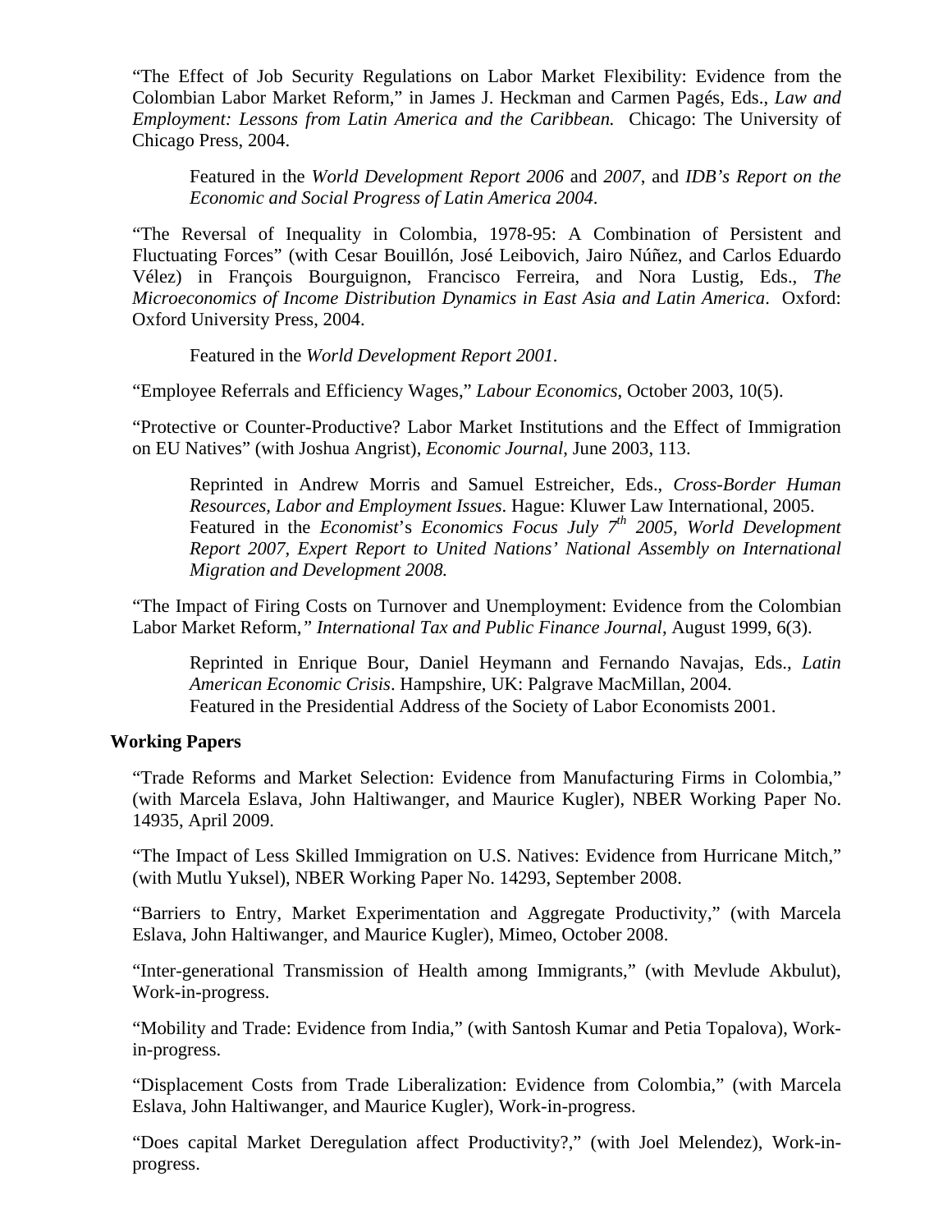"The Effect of Job Security Regulations on Labor Market Flexibility: Evidence from the Colombian Labor Market Reform," in James J. Heckman and Carmen Pagés, Eds., *Law and Employment: Lessons from Latin America and the Caribbean.* Chicago: The University of Chicago Press, 2004.

> Featured in the *World Development Report 2006* and *2007*, and *IDB's Report on the Economic and Social Progress of Latin America 2004*.

"The Reversal of Inequality in Colombia, 1978-95: A Combination of Persistent and Fluctuating Forces" (with Cesar Bouillón, José Leibovich, Jairo Núñez, and Carlos Eduardo Vélez) in François Bourguignon, Francisco Ferreira, and Nora Lustig, Eds., *The Microeconomics of Income Distribution Dynamics in East Asia and Latin America*. Oxford: Oxford University Press, 2004.

> Featured in the *World Development Report 2001*.

"Employee Referrals and Efficiency Wages," *Labour Economics*, October 2003, 10(5).

"Protective or Counter-Productive? Labor Market Institutions and the Effect of Immigration on EU Natives" (with Joshua Angrist), *Economic Journal*, June 2003, 113.

> Reprinted in Andrew Morris and Samuel Estreicher, Eds., *Cross-Border Human Resources, Labor and Employment Issues*. Hague: Kluwer Law International, 2005.
> Featured in the *Economist*'s *Economics Focus July 7th 2005, World Development Report 2007, Expert Report to United Nations' National Assembly on International Migration and Development 2008.*

"The Impact of Firing Costs on Turnover and Unemployment: Evidence from the Colombian Labor Market Reform," *International Tax and Public Finance Journal*, August 1999, 6(3).

> Reprinted in Enrique Bour, Daniel Heymann and Fernando Navajas, Eds., *Latin American Economic Crisis*. Hampshire, UK: Palgrave MacMillan, 2004.
> Featured in the Presidential Address of the Society of Labor Economists 2001.

**Working Papers**

"Trade Reforms and Market Selection: Evidence from Manufacturing Firms in Colombia," (with Marcela Eslava, John Haltiwanger, and Maurice Kugler), NBER Working Paper No. 14935, April 2009.

"The Impact of Less Skilled Immigration on U.S. Natives: Evidence from Hurricane Mitch," (with Mutlu Yuksel), NBER Working Paper No. 14293, September 2008.

"Barriers to Entry, Market Experimentation and Aggregate Productivity," (with Marcela Eslava, John Haltiwanger, and Maurice Kugler), Mimeo, October 2008.

"Inter-generational Transmission of Health among Immigrants," (with Mevlude Akbulut), Work-in-progress.

"Mobility and Trade: Evidence from India," (with Santosh Kumar and Petia Topalova), Work-in-progress.

"Displacement Costs from Trade Liberalization: Evidence from Colombia," (with Marcela Eslava, John Haltiwanger, and Maurice Kugler), Work-in-progress.

"Does capital Market Deregulation affect Productivity?," (with Joel Melendez), Work-in-progress.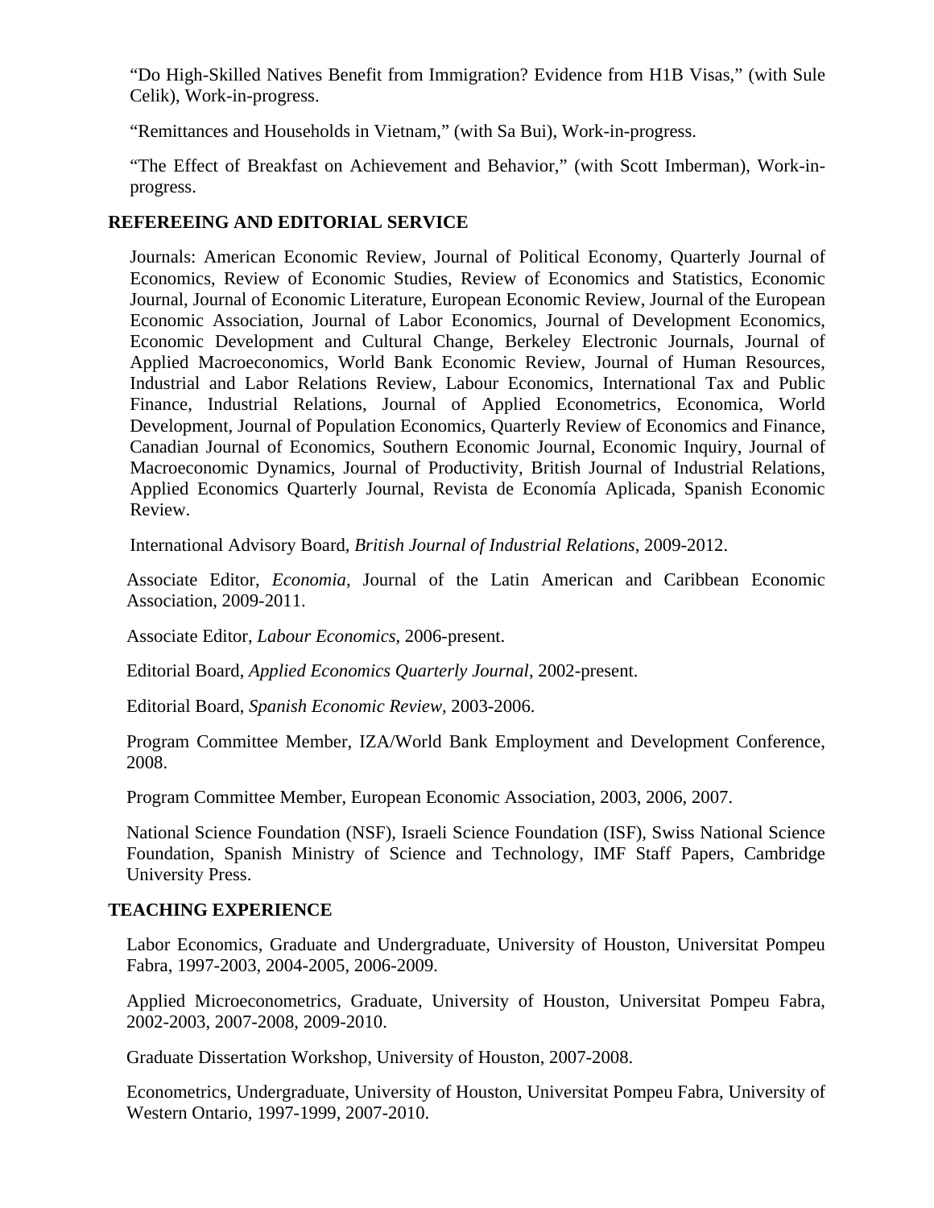"Do High-Skilled Natives Benefit from Immigration? Evidence from H1B Visas," (with Sule Celik), Work-in-progress.

"Remittances and Households in Vietnam," (with Sa Bui), Work-in-progress.

"The Effect of Breakfast on Achievement and Behavior," (with Scott Imberman), Work-in-progress.

## REFEREEING AND EDITORIAL SERVICE

Journals: American Economic Review, Journal of Political Economy, Quarterly Journal of Economics, Review of Economic Studies, Review of Economics and Statistics, Economic Journal, Journal of Economic Literature, European Economic Review, Journal of the European Economic Association, Journal of Labor Economics, Journal of Development Economics, Economic Development and Cultural Change, Berkeley Electronic Journals, Journal of Applied Macroeconomics, World Bank Economic Review, Journal of Human Resources, Industrial and Labor Relations Review, Labour Economics, International Tax and Public Finance, Industrial Relations, Journal of Applied Econometrics, Economica, World Development, Journal of Population Economics, Quarterly Review of Economics and Finance, Canadian Journal of Economics, Southern Economic Journal, Economic Inquiry, Journal of Macroeconomic Dynamics, Journal of Productivity, British Journal of Industrial Relations, Applied Economics Quarterly Journal, Revista de Economía Aplicada, Spanish Economic Review.

International Advisory Board, *British Journal of Industrial Relations*, 2009-2012.

Associate Editor, *Economia*, Journal of the Latin American and Caribbean Economic Association, 2009-2011.

Associate Editor, *Labour Economics*, 2006-present.

Editorial Board, *Applied Economics Quarterly Journal*, 2002-present.

Editorial Board, *Spanish Economic Review*, 2003-2006.

Program Committee Member, IZA/World Bank Employment and Development Conference, 2008.

Program Committee Member, European Economic Association, 2003, 2006, 2007.

National Science Foundation (NSF), Israeli Science Foundation (ISF), Swiss National Science Foundation, Spanish Ministry of Science and Technology, IMF Staff Papers, Cambridge University Press.

## TEACHING EXPERIENCE

Labor Economics, Graduate and Undergraduate, University of Houston, Universitat Pompeu Fabra, 1997-2003, 2004-2005, 2006-2009.

Applied Microeconometrics, Graduate, University of Houston, Universitat Pompeu Fabra, 2002-2003, 2007-2008, 2009-2010.

Graduate Dissertation Workshop, University of Houston, 2007-2008.

Econometrics, Undergraduate, University of Houston, Universitat Pompeu Fabra, University of Western Ontario, 1997-1999, 2007-2010.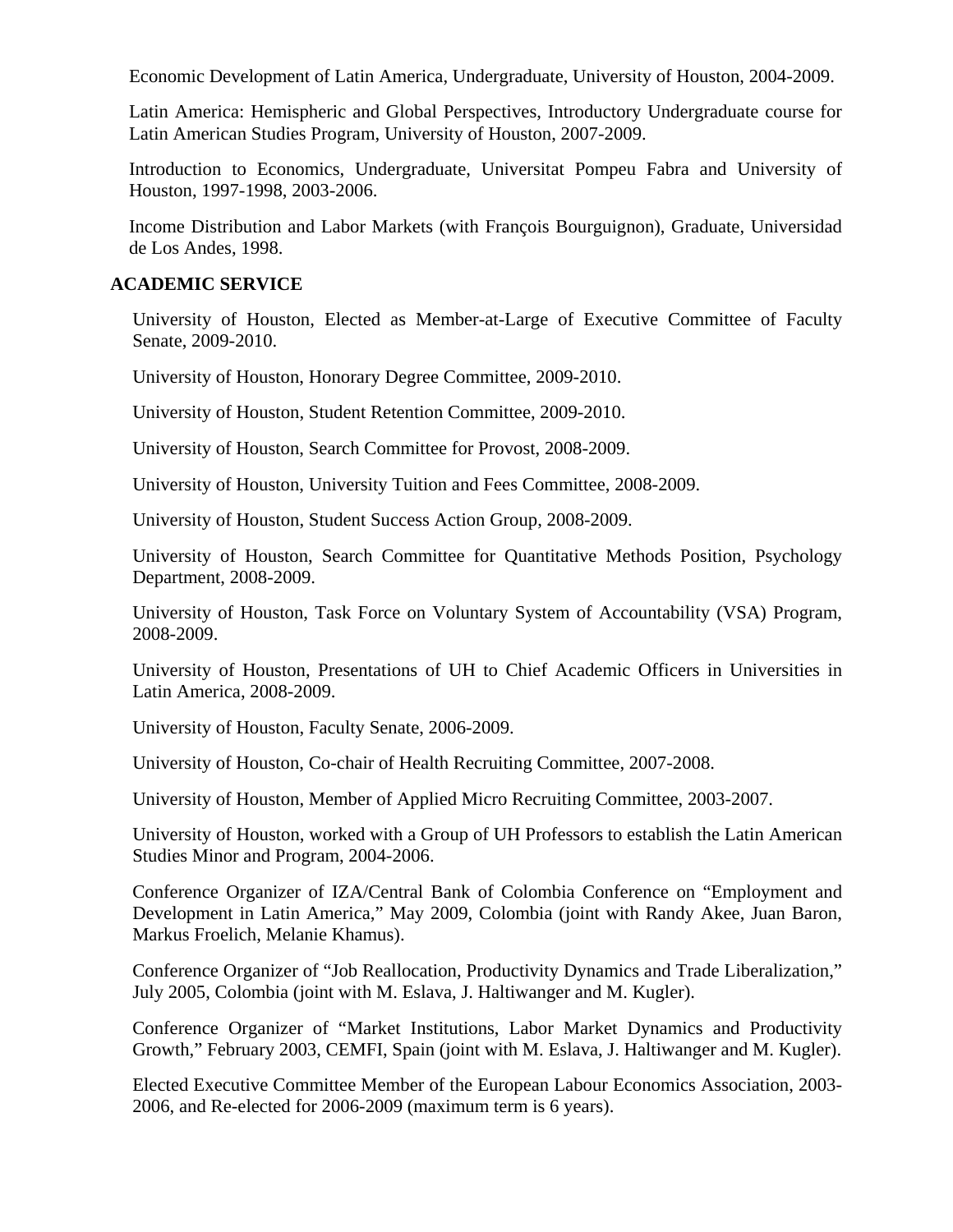Economic Development of Latin America, Undergraduate, University of Houston, 2004-2009.

Latin America: Hemispheric and Global Perspectives, Introductory Undergraduate course for Latin American Studies Program, University of Houston, 2007-2009.

Introduction to Economics, Undergraduate, Universitat Pompeu Fabra and University of Houston, 1997-1998, 2003-2006.

Income Distribution and Labor Markets (with François Bourguignon), Graduate, Universidad de Los Andes, 1998.

## ACADEMIC SERVICE

University of Houston, Elected as Member-at-Large of Executive Committee of Faculty Senate, 2009-2010.

University of Houston, Honorary Degree Committee, 2009-2010.

University of Houston, Student Retention Committee, 2009-2010.

University of Houston, Search Committee for Provost, 2008-2009.

University of Houston, University Tuition and Fees Committee, 2008-2009.

University of Houston, Student Success Action Group, 2008-2009.

University of Houston, Search Committee for Quantitative Methods Position, Psychology Department, 2008-2009.

University of Houston, Task Force on Voluntary System of Accountability (VSA) Program, 2008-2009.

University of Houston, Presentations of UH to Chief Academic Officers in Universities in Latin America, 2008-2009.

University of Houston, Faculty Senate, 2006-2009.

University of Houston, Co-chair of Health Recruiting Committee, 2007-2008.

University of Houston, Member of Applied Micro Recruiting Committee, 2003-2007.

University of Houston, worked with a Group of UH Professors to establish the Latin American Studies Minor and Program, 2004-2006.

Conference Organizer of IZA/Central Bank of Colombia Conference on "Employment and Development in Latin America," May 2009, Colombia (joint with Randy Akee, Juan Baron, Markus Froelich, Melanie Khamus).

Conference Organizer of "Job Reallocation, Productivity Dynamics and Trade Liberalization," July 2005, Colombia (joint with M. Eslava, J. Haltiwanger and M. Kugler).

Conference Organizer of "Market Institutions, Labor Market Dynamics and Productivity Growth," February 2003, CEMFI, Spain (joint with M. Eslava, J. Haltiwanger and M. Kugler).

Elected Executive Committee Member of the European Labour Economics Association, 2003-2006, and Re-elected for 2006-2009 (maximum term is 6 years).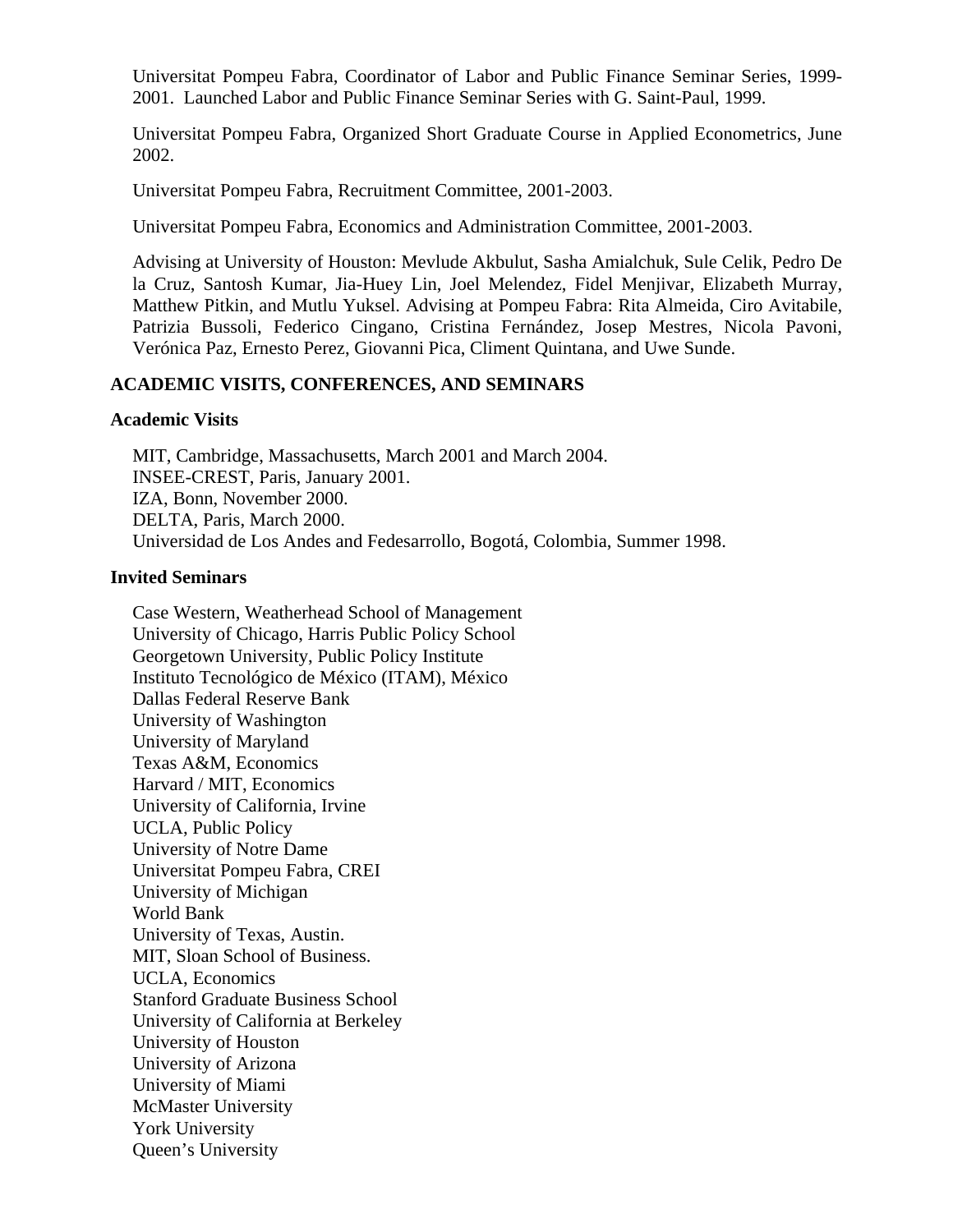Universitat Pompeu Fabra, Coordinator of Labor and Public Finance Seminar Series, 1999-2001. Launched Labor and Public Finance Seminar Series with G. Saint-Paul, 1999.

Universitat Pompeu Fabra, Organized Short Graduate Course in Applied Econometrics, June 2002.

Universitat Pompeu Fabra, Recruitment Committee, 2001-2003.

Universitat Pompeu Fabra, Economics and Administration Committee, 2001-2003.

Advising at University of Houston: Mevlude Akbulut, Sasha Amialchuk, Sule Celik, Pedro De la Cruz, Santosh Kumar, Jia-Huey Lin, Joel Melendez, Fidel Menjivar, Elizabeth Murray, Matthew Pitkin, and Mutlu Yuksel. Advising at Pompeu Fabra: Rita Almeida, Ciro Avitabile, Patrizia Bussoli, Federico Cingano, Cristina Fernández, Josep Mestres, Nicola Pavoni, Verónica Paz, Ernesto Perez, Giovanni Pica, Climent Quintana, and Uwe Sunde.

## ACADEMIC VISITS, CONFERENCES, AND SEMINARS

### Academic Visits

MIT, Cambridge, Massachusetts, March 2001 and March 2004.
INSEE-CREST, Paris, January 2001.
IZA, Bonn, November 2000.
DELTA, Paris, March 2000.
Universidad de Los Andes and Fedesarrollo, Bogotá, Colombia, Summer 1998.

### Invited Seminars

Case Western, Weatherhead School of Management
University of Chicago, Harris Public Policy School
Georgetown University, Public Policy Institute
Instituto Tecnológico de México (ITAM), México
Dallas Federal Reserve Bank
University of Washington
University of Maryland
Texas A&M, Economics
Harvard / MIT, Economics
University of California, Irvine
UCLA, Public Policy
University of Notre Dame
Universitat Pompeu Fabra, CREI
University of Michigan
World Bank
University of Texas, Austin.
MIT, Sloan School of Business.
UCLA, Economics
Stanford Graduate Business School
University of California at Berkeley
University of Houston
University of Arizona
University of Miami
McMaster University
York University
Queen's University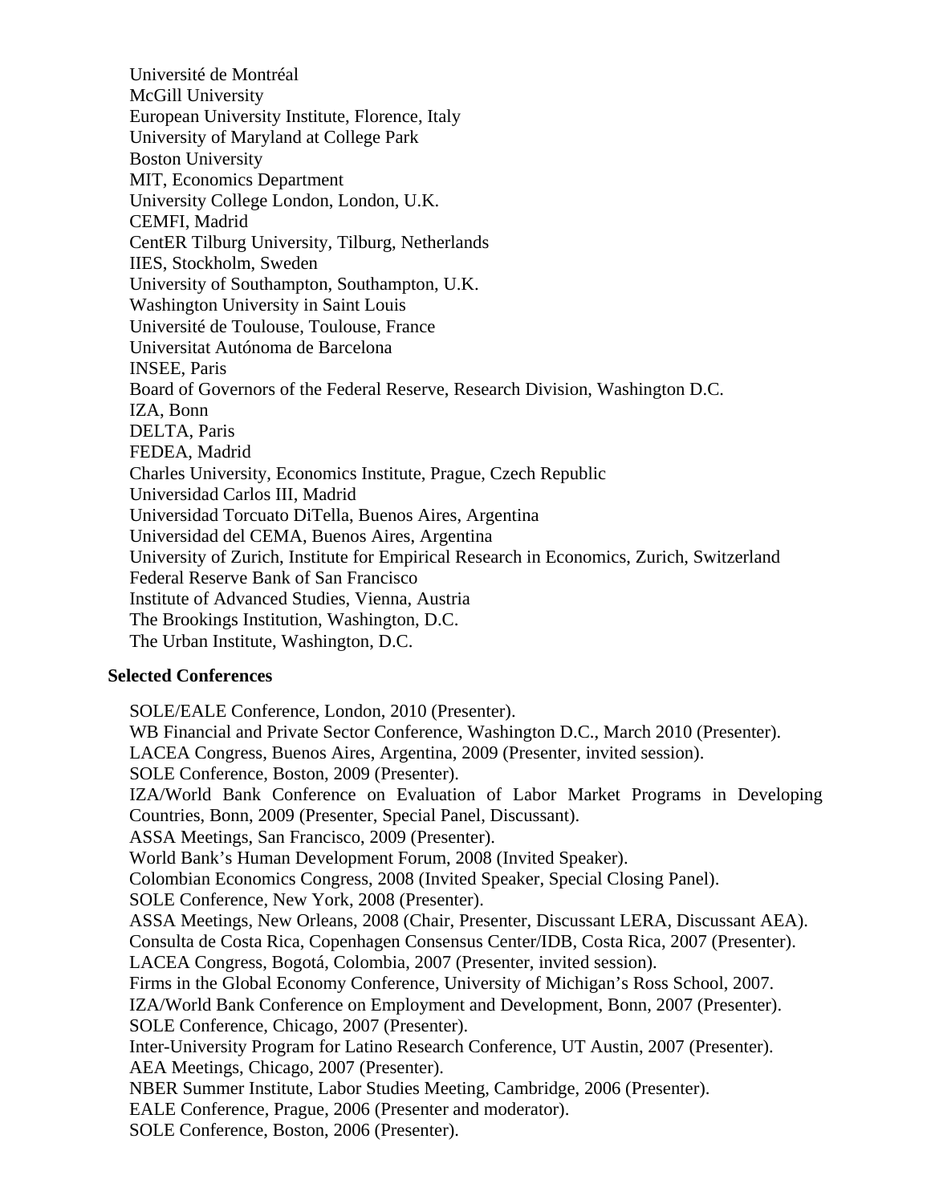Université de Montréal
McGill University
European University Institute, Florence, Italy
University of Maryland at College Park
Boston University
MIT, Economics Department
University College London, London, U.K.
CEMFI, Madrid
CentER Tilburg University, Tilburg, Netherlands
IIES, Stockholm, Sweden
University of Southampton, Southampton, U.K.
Washington University in Saint Louis
Université de Toulouse, Toulouse, France
Universitat Autónoma de Barcelona
INSEE, Paris
Board of Governors of the Federal Reserve, Research Division, Washington D.C.
IZA, Bonn
DELTA, Paris
FEDEA, Madrid
Charles University, Economics Institute, Prague, Czech Republic
Universidad Carlos III, Madrid
Universidad Torcuato DiTella, Buenos Aires, Argentina
Universidad del CEMA, Buenos Aires, Argentina
University of Zurich, Institute for Empirical Research in Economics, Zurich, Switzerland
Federal Reserve Bank of San Francisco
Institute of Advanced Studies, Vienna, Austria
The Brookings Institution, Washington, D.C.
The Urban Institute, Washington, D.C.

**Selected Conferences**

SOLE/EALE Conference, London, 2010 (Presenter).
WB Financial and Private Sector Conference, Washington D.C., March 2010 (Presenter).
LACEA Congress, Buenos Aires, Argentina, 2009 (Presenter, invited session).
SOLE Conference, Boston, 2009 (Presenter).
IZA/World Bank Conference on Evaluation of Labor Market Programs in Developing Countries, Bonn, 2009 (Presenter, Special Panel, Discussant).
ASSA Meetings, San Francisco, 2009 (Presenter).
World Bank's Human Development Forum, 2008 (Invited Speaker).
Colombian Economics Congress, 2008 (Invited Speaker, Special Closing Panel).
SOLE Conference, New York, 2008 (Presenter).
ASSA Meetings, New Orleans, 2008 (Chair, Presenter, Discussant LERA, Discussant AEA).
Consulta de Costa Rica, Copenhagen Consensus Center/IDB, Costa Rica, 2007 (Presenter).
LACEA Congress, Bogotá, Colombia, 2007 (Presenter, invited session).
Firms in the Global Economy Conference, University of Michigan's Ross School, 2007.
IZA/World Bank Conference on Employment and Development, Bonn, 2007 (Presenter).
SOLE Conference, Chicago, 2007 (Presenter).
Inter-University Program for Latino Research Conference, UT Austin, 2007 (Presenter).
AEA Meetings, Chicago, 2007 (Presenter).
NBER Summer Institute, Labor Studies Meeting, Cambridge, 2006 (Presenter).
EALE Conference, Prague, 2006 (Presenter and moderator).
SOLE Conference, Boston, 2006 (Presenter).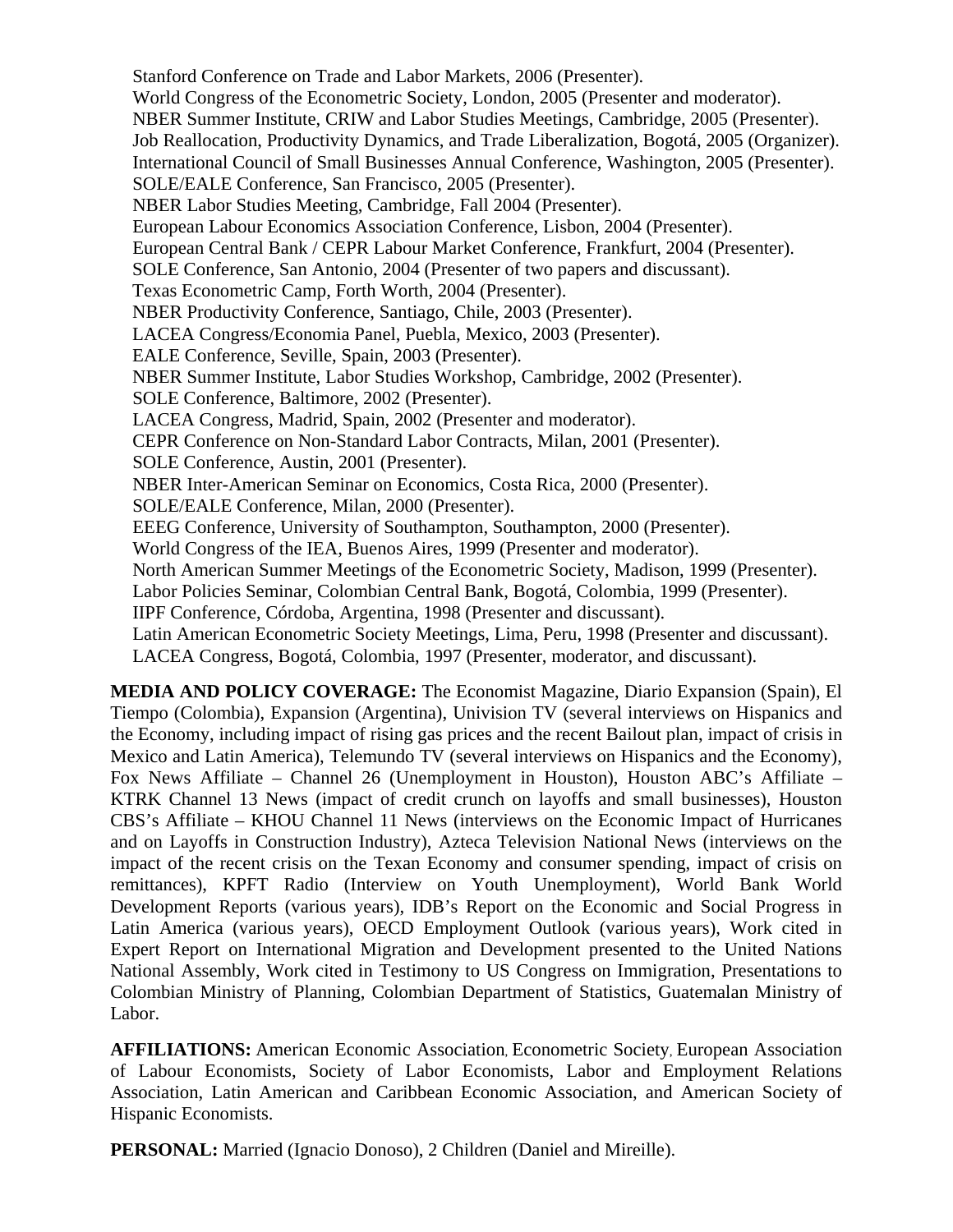Stanford Conference on Trade and Labor Markets, 2006 (Presenter).
World Congress of the Econometric Society, London, 2005 (Presenter and moderator).
NBER Summer Institute, CRIW and Labor Studies Meetings, Cambridge, 2005 (Presenter).
Job Reallocation, Productivity Dynamics, and Trade Liberalization, Bogotá, 2005 (Organizer).
International Council of Small Businesses Annual Conference, Washington, 2005 (Presenter).
SOLE/EALE Conference, San Francisco, 2005 (Presenter).
NBER Labor Studies Meeting, Cambridge, Fall 2004 (Presenter).
European Labour Economics Association Conference, Lisbon, 2004 (Presenter).
European Central Bank / CEPR Labour Market Conference, Frankfurt, 2004 (Presenter).
SOLE Conference, San Antonio, 2004 (Presenter of two papers and discussant).
Texas Econometric Camp, Forth Worth, 2004 (Presenter).
NBER Productivity Conference, Santiago, Chile, 2003 (Presenter).
LACEA Congress/Economia Panel, Puebla, Mexico, 2003 (Presenter).
EALE Conference, Seville, Spain, 2003 (Presenter).
NBER Summer Institute, Labor Studies Workshop, Cambridge, 2002 (Presenter).
SOLE Conference, Baltimore, 2002 (Presenter).
LACEA Congress, Madrid, Spain, 2002 (Presenter and moderator).
CEPR Conference on Non-Standard Labor Contracts, Milan, 2001 (Presenter).
SOLE Conference, Austin, 2001 (Presenter).
NBER Inter-American Seminar on Economics, Costa Rica, 2000 (Presenter).
SOLE/EALE Conference, Milan, 2000 (Presenter).
EEEG Conference, University of Southampton, Southampton, 2000 (Presenter).
World Congress of the IEA, Buenos Aires, 1999 (Presenter and moderator).
North American Summer Meetings of the Econometric Society, Madison, 1999 (Presenter).
Labor Policies Seminar, Colombian Central Bank, Bogotá, Colombia, 1999 (Presenter).
IIPF Conference, Córdoba, Argentina, 1998 (Presenter and discussant).
Latin American Econometric Society Meetings, Lima, Peru, 1998 (Presenter and discussant).
LACEA Congress, Bogotá, Colombia, 1997 (Presenter, moderator, and discussant).

**MEDIA AND POLICY COVERAGE:** The Economist Magazine, Diario Expansion (Spain), El Tiempo (Colombia), Expansion (Argentina), Univision TV (several interviews on Hispanics and the Economy, including impact of rising gas prices and the recent Bailout plan, impact of crisis in Mexico and Latin America), Telemundo TV (several interviews on Hispanics and the Economy), Fox News Affiliate – Channel 26 (Unemployment in Houston), Houston ABC's Affiliate – KTRK Channel 13 News (impact of credit crunch on layoffs and small businesses), Houston CBS's Affiliate – KHOU Channel 11 News (interviews on the Economic Impact of Hurricanes and on Layoffs in Construction Industry), Azteca Television National News (interviews on the impact of the recent crisis on the Texan Economy and consumer spending, impact of crisis on remittances), KPFT Radio (Interview on Youth Unemployment), World Bank World Development Reports (various years), IDB's Report on the Economic and Social Progress in Latin America (various years), OECD Employment Outlook (various years), Work cited in Expert Report on International Migration and Development presented to the United Nations National Assembly, Work cited in Testimony to US Congress on Immigration, Presentations to Colombian Ministry of Planning, Colombian Department of Statistics, Guatemalan Ministry of Labor.

**AFFILIATIONS:** American Economic Association, Econometric Society, European Association of Labour Economists, Society of Labor Economists, Labor and Employment Relations Association, Latin American and Caribbean Economic Association, and American Society of Hispanic Economists.

**PERSONAL:** Married (Ignacio Donoso), 2 Children (Daniel and Mireille).